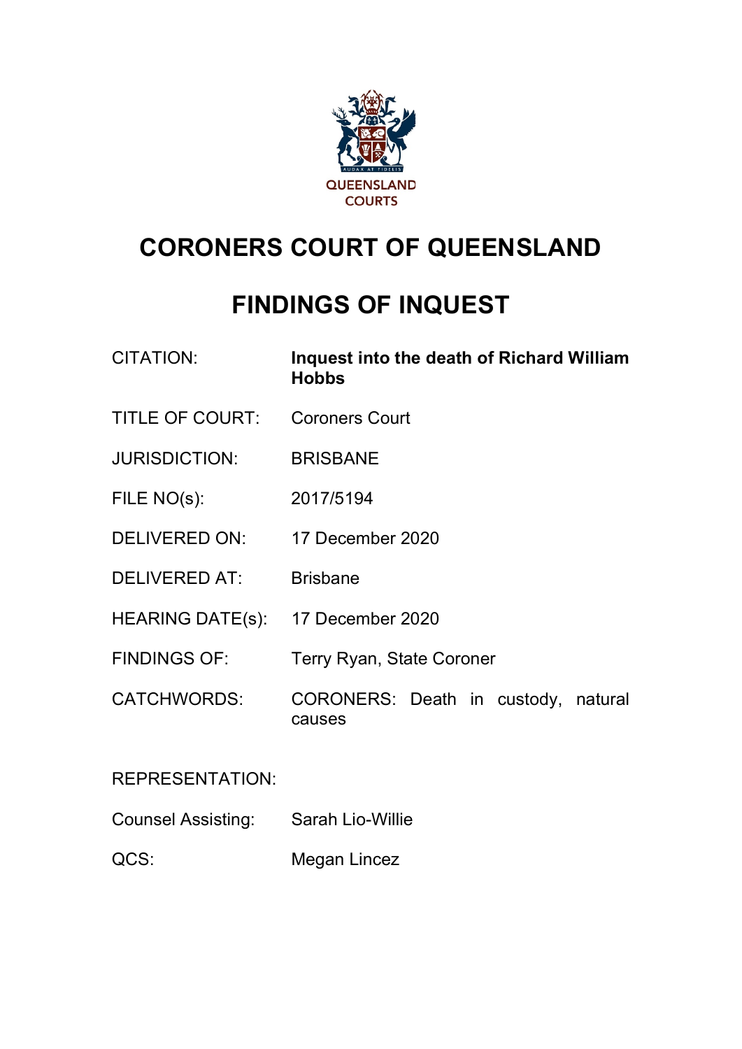QUEENSLAND COURTS

# CORONERS COURT OF QUEENSLAND

# FINDINGS OF INQUEST

| | |
|---|---|
| CITATION: | **Inquest into the death of Richard William Hobbs** |
| TITLE OF COURT: | Coroners Court |
| JURISDICTION: | BRISBANE |
| FILE NO(s): | 2017/5194 |
| DELIVERED ON: | 17 December 2020 |
| DELIVERED AT: | Brisbane |
| HEARING DATE(s): | 17 December 2020 |
| FINDINGS OF: | Terry Ryan, State Coroner |
| CATCHWORDS: | CORONERS: Death in custody, natural causes |

REPRESENTATION:

| | |
|---|---|
| Counsel Assisting: | Sarah Lio-Willie |
| QCS: | Megan Lincez |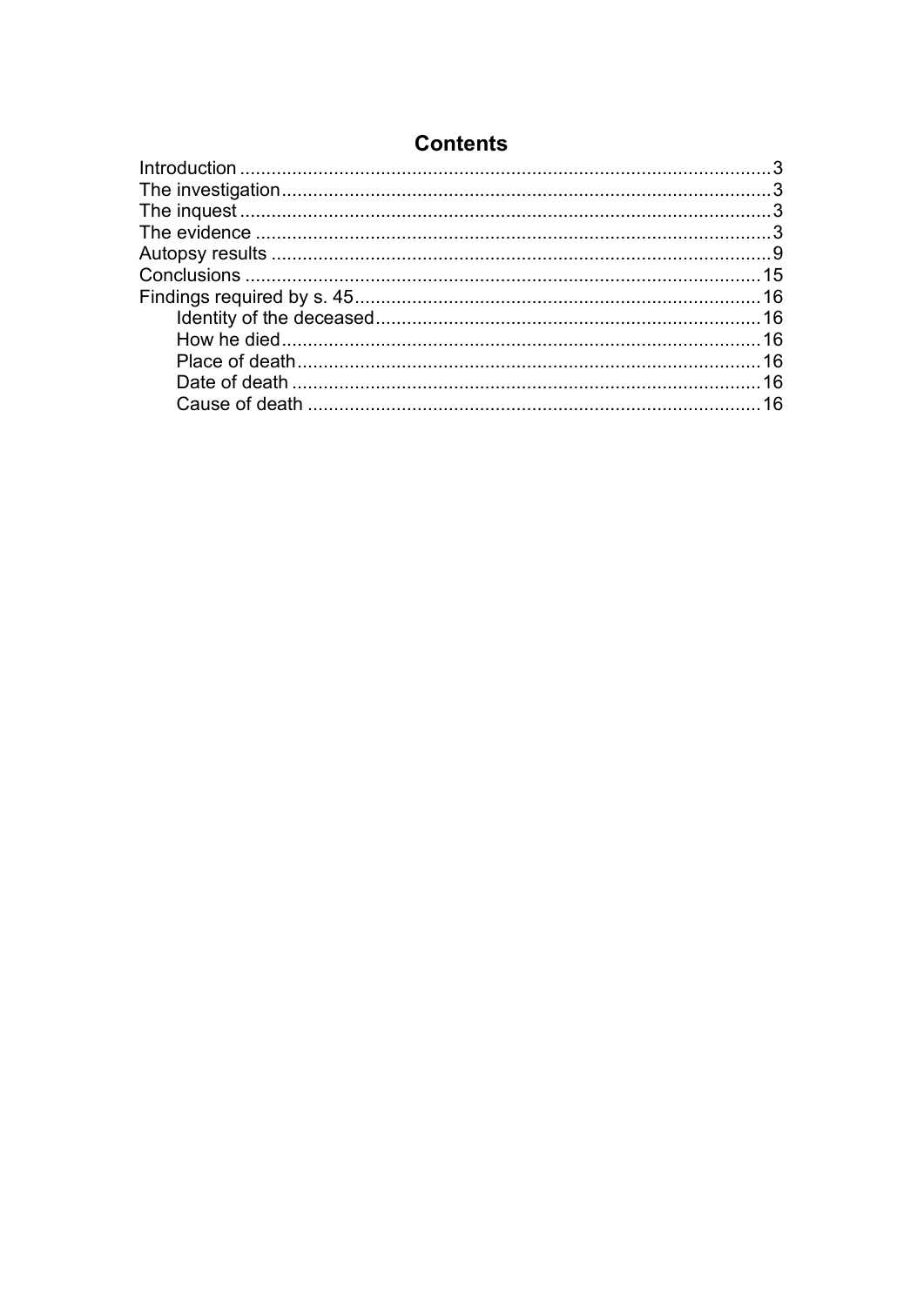# Contents

- Introduction ..... 3
- The investigation ..... 3
- The inquest ..... 3
- The evidence ..... 3
- Autopsy results ..... 9
- Conclusions ..... 15
- Findings required by s. 45 ..... 16
  - Identity of the deceased ..... 16
  - How he died ..... 16
  - Place of death ..... 16
  - Date of death ..... 16
  - Cause of death ..... 16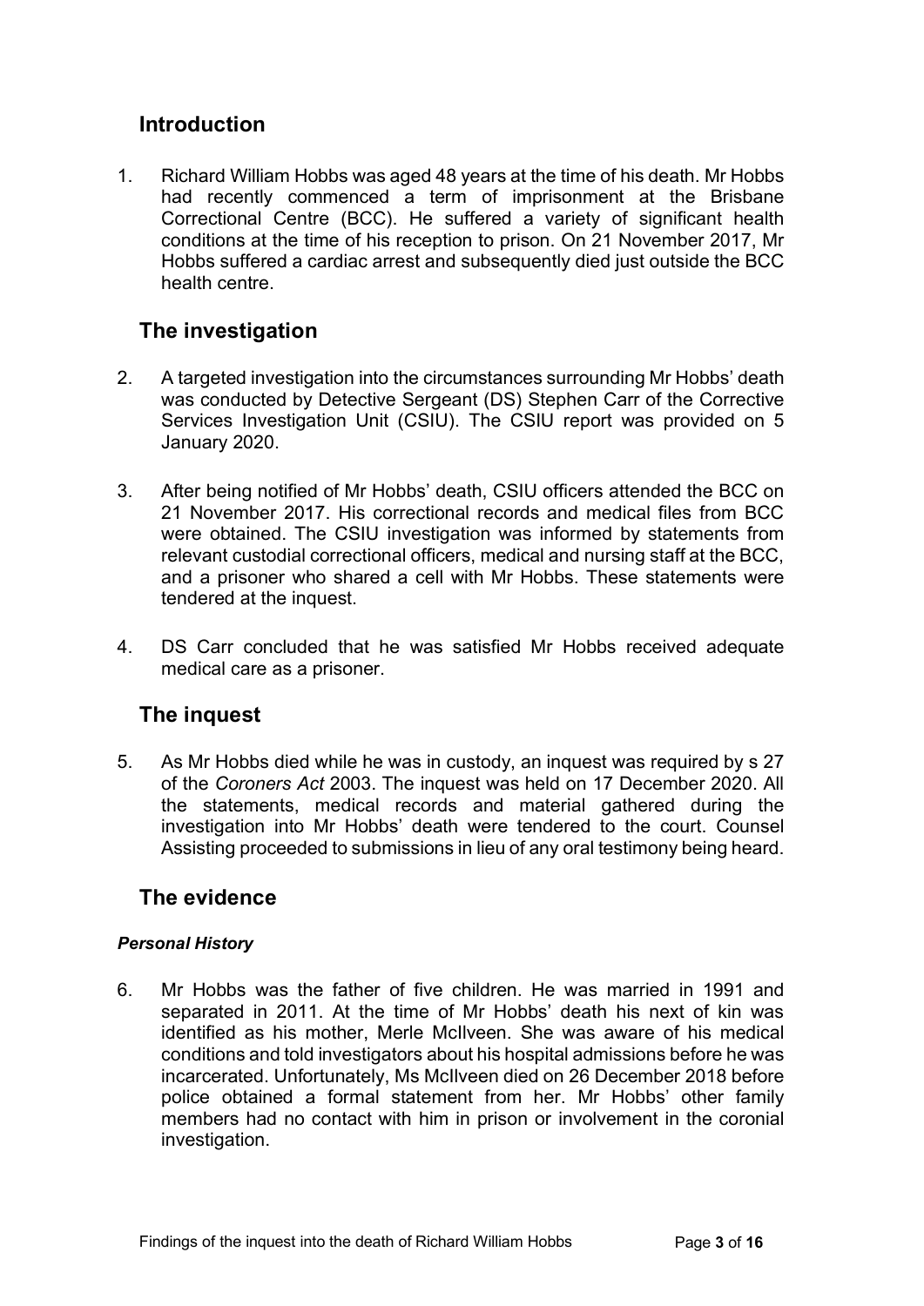## Introduction

1. Richard William Hobbs was aged 48 years at the time of his death. Mr Hobbs had recently commenced a term of imprisonment at the Brisbane Correctional Centre (BCC). He suffered a variety of significant health conditions at the time of his reception to prison. On 21 November 2017, Mr Hobbs suffered a cardiac arrest and subsequently died just outside the BCC health centre.

## The investigation

2. A targeted investigation into the circumstances surrounding Mr Hobbs' death was conducted by Detective Sergeant (DS) Stephen Carr of the Corrective Services Investigation Unit (CSIU). The CSIU report was provided on 5 January 2020.

3. After being notified of Mr Hobbs' death, CSIU officers attended the BCC on 21 November 2017. His correctional records and medical files from BCC were obtained. The CSIU investigation was informed by statements from relevant custodial correctional officers, medical and nursing staff at the BCC, and a prisoner who shared a cell with Mr Hobbs. These statements were tendered at the inquest.

4. DS Carr concluded that he was satisfied Mr Hobbs received adequate medical care as a prisoner.

## The inquest

5. As Mr Hobbs died while he was in custody, an inquest was required by s 27 of the *Coroners Act* 2003. The inquest was held on 17 December 2020. All the statements, medical records and material gathered during the investigation into Mr Hobbs' death were tendered to the court. Counsel Assisting proceeded to submissions in lieu of any oral testimony being heard.

## The evidence

#### *Personal History*

6. Mr Hobbs was the father of five children. He was married in 1991 and separated in 2011. At the time of Mr Hobbs' death his next of kin was identified as his mother, Merle McIlveen. She was aware of his medical conditions and told investigators about his hospital admissions before he was incarcerated. Unfortunately, Ms McIlveen died on 26 December 2018 before police obtained a formal statement from her. Mr Hobbs' other family members had no contact with him in prison or involvement in the coronial investigation.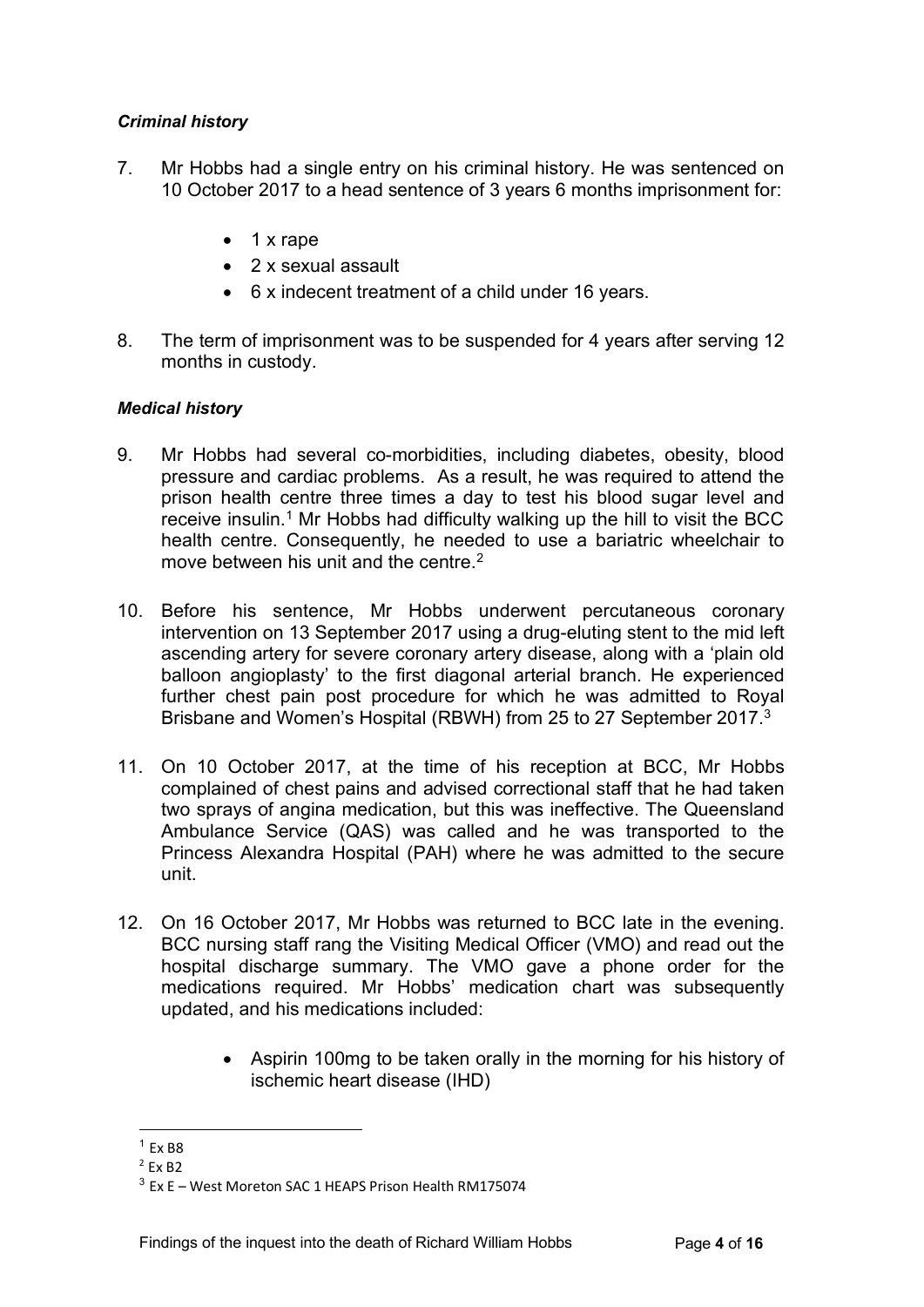### *Criminal history*

7. Mr Hobbs had a single entry on his criminal history. He was sentenced on 10 October 2017 to a head sentence of 3 years 6 months imprisonment for:

    - 1 x rape
    - 2 x sexual assault
    - 6 x indecent treatment of a child under 16 years.

8. The term of imprisonment was to be suspended for 4 years after serving 12 months in custody.

### *Medical history*

9. Mr Hobbs had several co-morbidities, including diabetes, obesity, blood pressure and cardiac problems. As a result, he was required to attend the prison health centre three times a day to test his blood sugar level and receive insulin.[1] Mr Hobbs had difficulty walking up the hill to visit the BCC health centre. Consequently, he needed to use a bariatric wheelchair to move between his unit and the centre.[2]

10. Before his sentence, Mr Hobbs underwent percutaneous coronary intervention on 13 September 2017 using a drug-eluting stent to the mid left ascending artery for severe coronary artery disease, along with a 'plain old balloon angioplasty' to the first diagonal arterial branch. He experienced further chest pain post procedure for which he was admitted to Royal Brisbane and Women's Hospital (RBWH) from 25 to 27 September 2017.[3]

11. On 10 October 2017, at the time of his reception at BCC, Mr Hobbs complained of chest pains and advised correctional staff that he had taken two sprays of angina medication, but this was ineffective. The Queensland Ambulance Service (QAS) was called and he was transported to the Princess Alexandra Hospital (PAH) where he was admitted to the secure unit.

12. On 16 October 2017, Mr Hobbs was returned to BCC late in the evening. BCC nursing staff rang the Visiting Medical Officer (VMO) and read out the hospital discharge summary. The VMO gave a phone order for the medications required. Mr Hobbs' medication chart was subsequently updated, and his medications included:

    - Aspirin 100mg to be taken orally in the morning for his history of ischemic heart disease (IHD)

---

[1] Ex B8

[2] Ex B2

[3] Ex E – West Moreton SAC 1 HEAPS Prison Health RM175074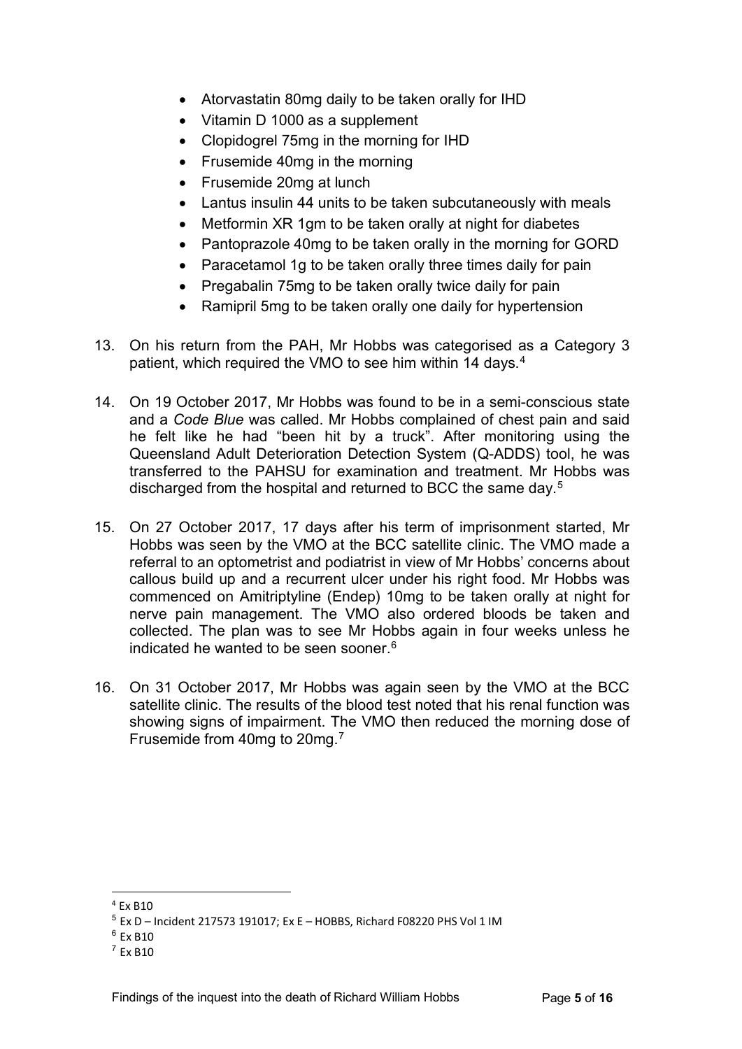- Atorvastatin 80mg daily to be taken orally for IHD
- Vitamin D 1000 as a supplement
- Clopidogrel 75mg in the morning for IHD
- Frusemide 40mg in the morning
- Frusemide 20mg at lunch
- Lantus insulin 44 units to be taken subcutaneously with meals
- Metformin XR 1gm to be taken orally at night for diabetes
- Pantoprazole 40mg to be taken orally in the morning for GORD
- Paracetamol 1g to be taken orally three times daily for pain
- Pregabalin 75mg to be taken orally twice daily for pain
- Ramipril 5mg to be taken orally one daily for hypertension

13. On his return from the PAH, Mr Hobbs was categorised as a Category 3 patient, which required the VMO to see him within 14 days.[4]

14. On 19 October 2017, Mr Hobbs was found to be in a semi-conscious state and a *Code Blue* was called. Mr Hobbs complained of chest pain and said he felt like he had "been hit by a truck". After monitoring using the Queensland Adult Deterioration Detection System (Q-ADDS) tool, he was transferred to the PAHSU for examination and treatment. Mr Hobbs was discharged from the hospital and returned to BCC the same day.[5]

15. On 27 October 2017, 17 days after his term of imprisonment started, Mr Hobbs was seen by the VMO at the BCC satellite clinic. The VMO made a referral to an optometrist and podiatrist in view of Mr Hobbs' concerns about callous build up and a recurrent ulcer under his right food. Mr Hobbs was commenced on Amitriptyline (Endep) 10mg to be taken orally at night for nerve pain management. The VMO also ordered bloods be taken and collected. The plan was to see Mr Hobbs again in four weeks unless he indicated he wanted to be seen sooner.[6]

16. On 31 October 2017, Mr Hobbs was again seen by the VMO at the BCC satellite clinic. The results of the blood test noted that his renal function was showing signs of impairment. The VMO then reduced the morning dose of Frusemide from 40mg to 20mg.[7]

---

[4] Ex B10

[5] Ex D – Incident 217573 191017; Ex E – HOBBS, Richard F08220 PHS Vol 1 IM

[6] Ex B10

[7] Ex B10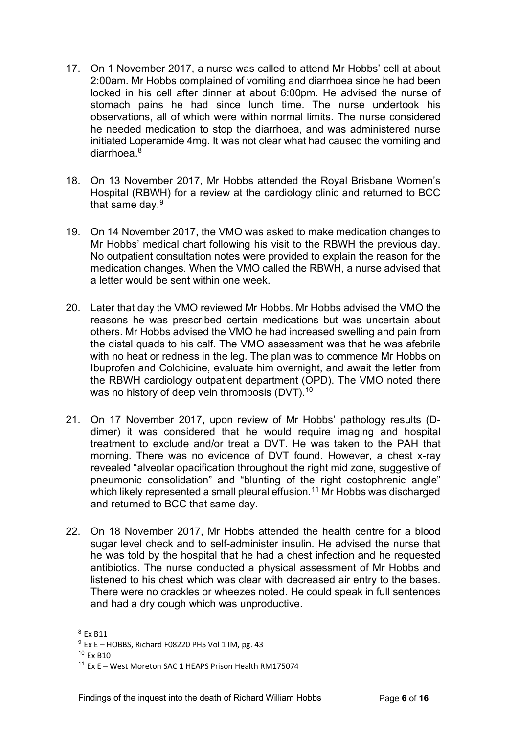17. On 1 November 2017, a nurse was called to attend Mr Hobbs' cell at about 2:00am. Mr Hobbs complained of vomiting and diarrhoea since he had been locked in his cell after dinner at about 6:00pm. He advised the nurse of stomach pains he had since lunch time. The nurse undertook his observations, all of which were within normal limits. The nurse considered he needed medication to stop the diarrhoea, and was administered nurse initiated Loperamide 4mg. It was not clear what had caused the vomiting and diarrhoea.[8]

18. On 13 November 2017, Mr Hobbs attended the Royal Brisbane Women's Hospital (RBWH) for a review at the cardiology clinic and returned to BCC that same day.[9]

19. On 14 November 2017, the VMO was asked to make medication changes to Mr Hobbs' medical chart following his visit to the RBWH the previous day. No outpatient consultation notes were provided to explain the reason for the medication changes. When the VMO called the RBWH, a nurse advised that a letter would be sent within one week.

20. Later that day the VMO reviewed Mr Hobbs. Mr Hobbs advised the VMO the reasons he was prescribed certain medications but was uncertain about others. Mr Hobbs advised the VMO he had increased swelling and pain from the distal quads to his calf. The VMO assessment was that he was afebrile with no heat or redness in the leg. The plan was to commence Mr Hobbs on Ibuprofen and Colchicine, evaluate him overnight, and await the letter from the RBWH cardiology outpatient department (OPD). The VMO noted there was no history of deep vein thrombosis (DVT).[10]

21. On 17 November 2017, upon review of Mr Hobbs' pathology results (D-dimer) it was considered that he would require imaging and hospital treatment to exclude and/or treat a DVT. He was taken to the PAH that morning. There was no evidence of DVT found. However, a chest x-ray revealed "alveolar opacification throughout the right mid zone, suggestive of pneumonic consolidation" and "blunting of the right costophrenic angle" which likely represented a small pleural effusion.[11] Mr Hobbs was discharged and returned to BCC that same day.

22. On 18 November 2017, Mr Hobbs attended the health centre for a blood sugar level check and to self-administer insulin. He advised the nurse that he was told by the hospital that he had a chest infection and he requested antibiotics. The nurse conducted a physical assessment of Mr Hobbs and listened to his chest which was clear with decreased air entry to the bases. There were no crackles or wheezes noted. He could speak in full sentences and had a dry cough which was unproductive.

---

[8] Ex B11

[9] Ex E – HOBBS, Richard F08220 PHS Vol 1 IM, pg. 43

[10] Ex B10

[11] Ex E – West Moreton SAC 1 HEAPS Prison Health RM175074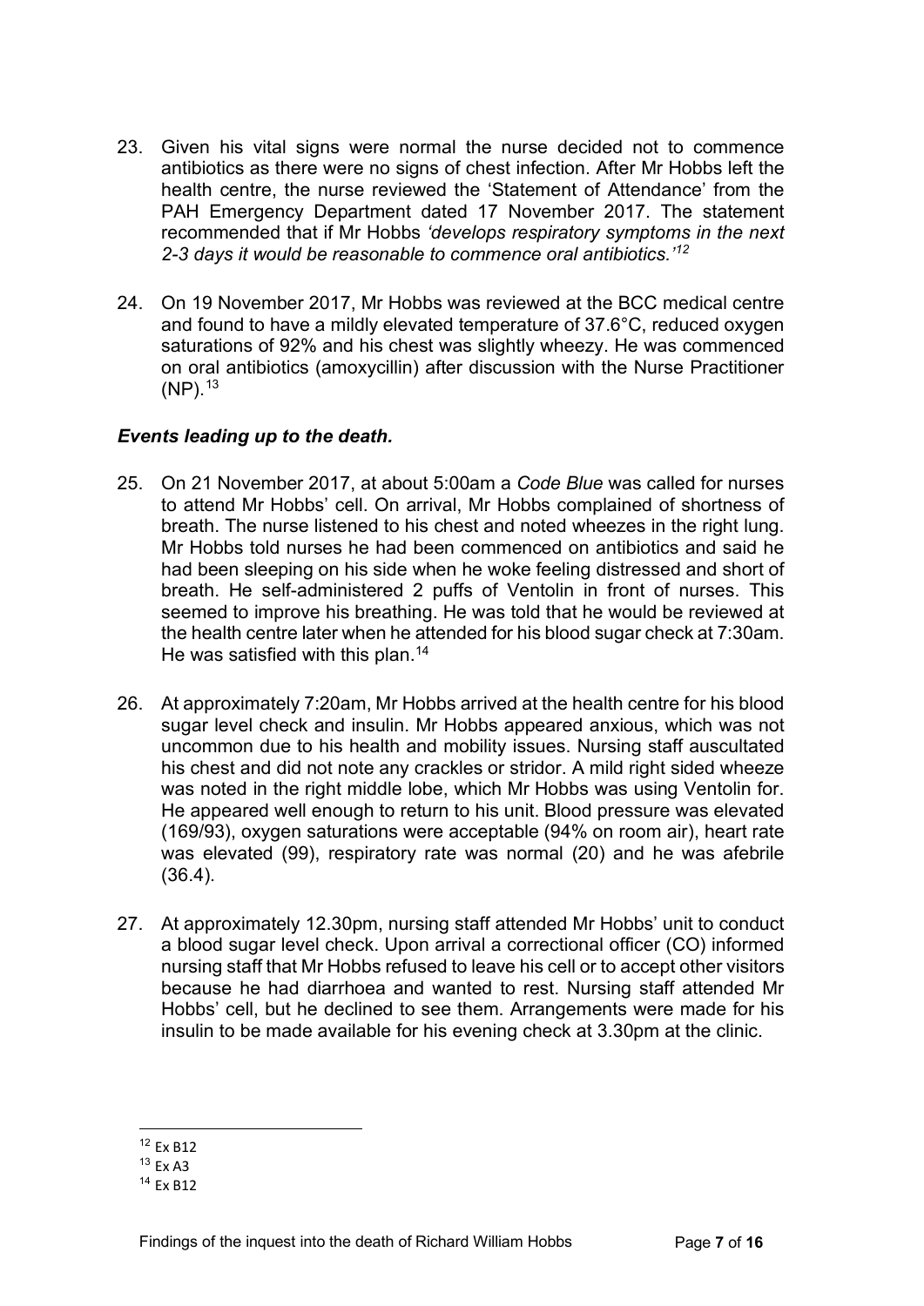23. Given his vital signs were normal the nurse decided not to commence antibiotics as there were no signs of chest infection. After Mr Hobbs left the health centre, the nurse reviewed the 'Statement of Attendance' from the PAH Emergency Department dated 17 November 2017. The statement recommended that if Mr Hobbs *'develops respiratory symptoms in the next 2-3 days it would be reasonable to commence oral antibiotics.'*[12]

24. On 19 November 2017, Mr Hobbs was reviewed at the BCC medical centre and found to have a mildly elevated temperature of 37.6°C, reduced oxygen saturations of 92% and his chest was slightly wheezy. He was commenced on oral antibiotics (amoxycillin) after discussion with the Nurse Practitioner (NP).[13]

### *Events leading up to the death.*

25. On 21 November 2017, at about 5:00am a *Code Blue* was called for nurses to attend Mr Hobbs' cell. On arrival, Mr Hobbs complained of shortness of breath. The nurse listened to his chest and noted wheezes in the right lung. Mr Hobbs told nurses he had been commenced on antibiotics and said he had been sleeping on his side when he woke feeling distressed and short of breath. He self-administered 2 puffs of Ventolin in front of nurses. This seemed to improve his breathing. He was told that he would be reviewed at the health centre later when he attended for his blood sugar check at 7:30am. He was satisfied with this plan.[14]

26. At approximately 7:20am, Mr Hobbs arrived at the health centre for his blood sugar level check and insulin. Mr Hobbs appeared anxious, which was not uncommon due to his health and mobility issues. Nursing staff auscultated his chest and did not note any crackles or stridor. A mild right sided wheeze was noted in the right middle lobe, which Mr Hobbs was using Ventolin for. He appeared well enough to return to his unit. Blood pressure was elevated (169/93), oxygen saturations were acceptable (94% on room air), heart rate was elevated (99), respiratory rate was normal (20) and he was afebrile (36.4).

27. At approximately 12.30pm, nursing staff attended Mr Hobbs' unit to conduct a blood sugar level check. Upon arrival a correctional officer (CO) informed nursing staff that Mr Hobbs refused to leave his cell or to accept other visitors because he had diarrhoea and wanted to rest. Nursing staff attended Mr Hobbs' cell, but he declined to see them. Arrangements were made for his insulin to be made available for his evening check at 3.30pm at the clinic.

---

[12] Ex B12

[13] Ex A3

[14] Ex B12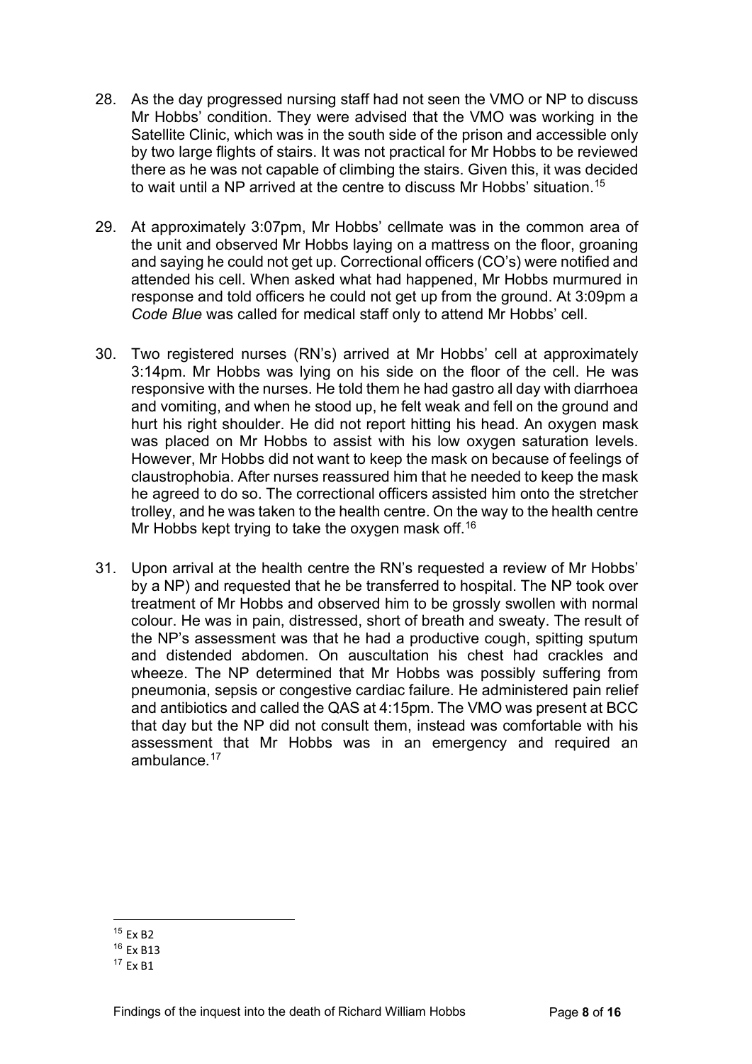28. As the day progressed nursing staff had not seen the VMO or NP to discuss Mr Hobbs' condition. They were advised that the VMO was working in the Satellite Clinic, which was in the south side of the prison and accessible only by two large flights of stairs. It was not practical for Mr Hobbs to be reviewed there as he was not capable of climbing the stairs. Given this, it was decided to wait until a NP arrived at the centre to discuss Mr Hobbs' situation.[15]

29. At approximately 3:07pm, Mr Hobbs' cellmate was in the common area of the unit and observed Mr Hobbs laying on a mattress on the floor, groaning and saying he could not get up. Correctional officers (CO's) were notified and attended his cell. When asked what had happened, Mr Hobbs murmured in response and told officers he could not get up from the ground. At 3:09pm a *Code Blue* was called for medical staff only to attend Mr Hobbs' cell.

30. Two registered nurses (RN's) arrived at Mr Hobbs' cell at approximately 3:14pm. Mr Hobbs was lying on his side on the floor of the cell. He was responsive with the nurses. He told them he had gastro all day with diarrhoea and vomiting, and when he stood up, he felt weak and fell on the ground and hurt his right shoulder. He did not report hitting his head. An oxygen mask was placed on Mr Hobbs to assist with his low oxygen saturation levels. However, Mr Hobbs did not want to keep the mask on because of feelings of claustrophobia. After nurses reassured him that he needed to keep the mask he agreed to do so. The correctional officers assisted him onto the stretcher trolley, and he was taken to the health centre. On the way to the health centre Mr Hobbs kept trying to take the oxygen mask off.[16]

31. Upon arrival at the health centre the RN's requested a review of Mr Hobbs' by a NP) and requested that he be transferred to hospital. The NP took over treatment of Mr Hobbs and observed him to be grossly swollen with normal colour. He was in pain, distressed, short of breath and sweaty. The result of the NP's assessment was that he had a productive cough, spitting sputum and distended abdomen. On auscultation his chest had crackles and wheeze. The NP determined that Mr Hobbs was possibly suffering from pneumonia, sepsis or congestive cardiac failure. He administered pain relief and antibiotics and called the QAS at 4:15pm. The VMO was present at BCC that day but the NP did not consult them, instead was comfortable with his assessment that Mr Hobbs was in an emergency and required an ambulance.[17]

---

[15] Ex B2

[16] Ex B13

[17] Ex B1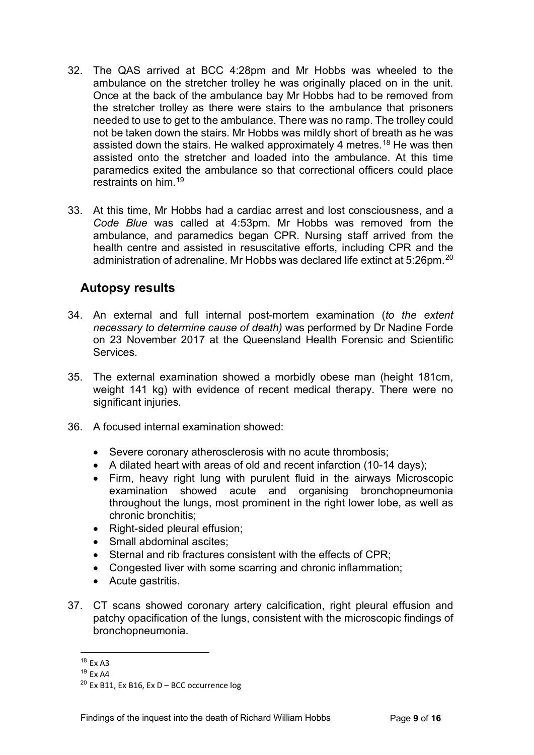32. The QAS arrived at BCC 4:28pm and Mr Hobbs was wheeled to the ambulance on the stretcher trolley he was originally placed on in the unit. Once at the back of the ambulance bay Mr Hobbs had to be removed from the stretcher trolley as there were stairs to the ambulance that prisoners needed to use to get to the ambulance. There was no ramp. The trolley could not be taken down the stairs. Mr Hobbs was mildly short of breath as he was assisted down the stairs. He walked approximately 4 metres.[18] He was then assisted onto the stretcher and loaded into the ambulance. At this time paramedics exited the ambulance so that correctional officers could place restraints on him.[19]

33. At this time, Mr Hobbs had a cardiac arrest and lost consciousness, and a *Code Blue* was called at 4:53pm. Mr Hobbs was removed from the ambulance, and paramedics began CPR. Nursing staff arrived from the health centre and assisted in resuscitative efforts, including CPR and the administration of adrenaline. Mr Hobbs was declared life extinct at 5:26pm.[20]

## Autopsy results

34. An external and full internal post-mortem examination (*to the extent necessary to determine cause of death)* was performed by Dr Nadine Forde on 23 November 2017 at the Queensland Health Forensic and Scientific Services.

35. The external examination showed a morbidly obese man (height 181cm, weight 141 kg) with evidence of recent medical therapy. There were no significant injuries.

36. A focused internal examination showed:

   - Severe coronary atherosclerosis with no acute thrombosis;
   - A dilated heart with areas of old and recent infarction (10-14 days);
   - Firm, heavy right lung with purulent fluid in the airways Microscopic examination showed acute and organising bronchopneumonia throughout the lungs, most prominent in the right lower lobe, as well as chronic bronchitis;
   - Right-sided pleural effusion;
   - Small abdominal ascites;
   - Sternal and rib fractures consistent with the effects of CPR;
   - Congested liver with some scarring and chronic inflammation;
   - Acute gastritis.

37. CT scans showed coronary artery calcification, right pleural effusion and patchy opacification of the lungs, consistent with the microscopic findings of bronchopneumonia.

---

[18] Ex A3

[19] Ex A4

[20] Ex B11, Ex B16, Ex D – BCC occurrence log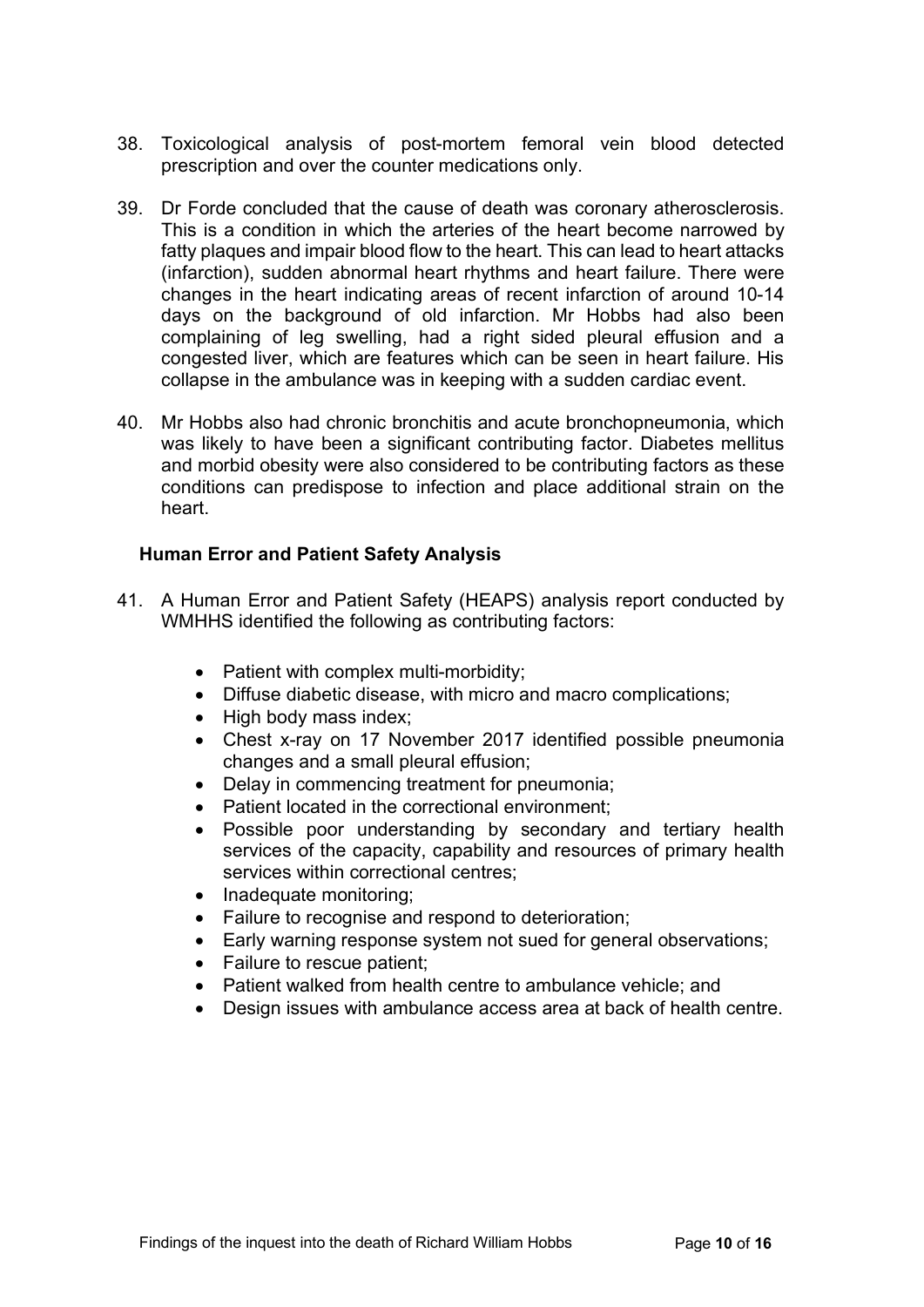38. Toxicological analysis of post-mortem femoral vein blood detected prescription and over the counter medications only.

39. Dr Forde concluded that the cause of death was coronary atherosclerosis. This is a condition in which the arteries of the heart become narrowed by fatty plaques and impair blood flow to the heart. This can lead to heart attacks (infarction), sudden abnormal heart rhythms and heart failure. There were changes in the heart indicating areas of recent infarction of around 10-14 days on the background of old infarction. Mr Hobbs had also been complaining of leg swelling, had a right sided pleural effusion and a congested liver, which are features which can be seen in heart failure. His collapse in the ambulance was in keeping with a sudden cardiac event.

40. Mr Hobbs also had chronic bronchitis and acute bronchopneumonia, which was likely to have been a significant contributing factor. Diabetes mellitus and morbid obesity were also considered to be contributing factors as these conditions can predispose to infection and place additional strain on the heart.

### Human Error and Patient Safety Analysis

41. A Human Error and Patient Safety (HEAPS) analysis report conducted by WMHHS identified the following as contributing factors:

    - Patient with complex multi-morbidity;
    - Diffuse diabetic disease, with micro and macro complications;
    - High body mass index;
    - Chest x-ray on 17 November 2017 identified possible pneumonia changes and a small pleural effusion;
    - Delay in commencing treatment for pneumonia;
    - Patient located in the correctional environment;
    - Possible poor understanding by secondary and tertiary health services of the capacity, capability and resources of primary health services within correctional centres;
    - Inadequate monitoring;
    - Failure to recognise and respond to deterioration;
    - Early warning response system not sued for general observations;
    - Failure to rescue patient;
    - Patient walked from health centre to ambulance vehicle; and
    - Design issues with ambulance access area at back of health centre.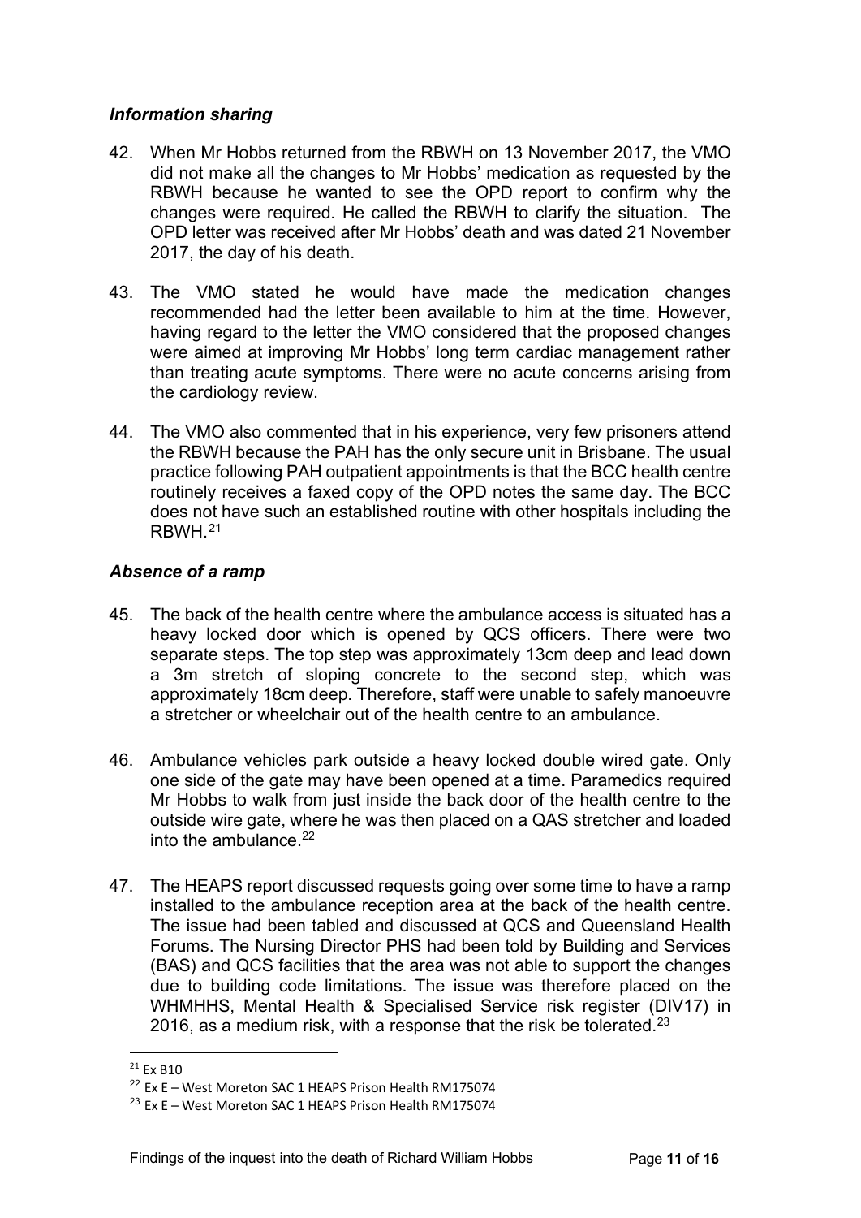### *Information sharing*

42. When Mr Hobbs returned from the RBWH on 13 November 2017, the VMO did not make all the changes to Mr Hobbs' medication as requested by the RBWH because he wanted to see the OPD report to confirm why the changes were required. He called the RBWH to clarify the situation. The OPD letter was received after Mr Hobbs' death and was dated 21 November 2017, the day of his death.

43. The VMO stated he would have made the medication changes recommended had the letter been available to him at the time. However, having regard to the letter the VMO considered that the proposed changes were aimed at improving Mr Hobbs' long term cardiac management rather than treating acute symptoms. There were no acute concerns arising from the cardiology review.

44. The VMO also commented that in his experience, very few prisoners attend the RBWH because the PAH has the only secure unit in Brisbane. The usual practice following PAH outpatient appointments is that the BCC health centre routinely receives a faxed copy of the OPD notes the same day. The BCC does not have such an established routine with other hospitals including the RBWH.[21]

### *Absence of a ramp*

45. The back of the health centre where the ambulance access is situated has a heavy locked door which is opened by QCS officers. There were two separate steps. The top step was approximately 13cm deep and lead down a 3m stretch of sloping concrete to the second step, which was approximately 18cm deep. Therefore, staff were unable to safely manoeuvre a stretcher or wheelchair out of the health centre to an ambulance.

46. Ambulance vehicles park outside a heavy locked double wired gate. Only one side of the gate may have been opened at a time. Paramedics required Mr Hobbs to walk from just inside the back door of the health centre to the outside wire gate, where he was then placed on a QAS stretcher and loaded into the ambulance.[22]

47. The HEAPS report discussed requests going over some time to have a ramp installed to the ambulance reception area at the back of the health centre. The issue had been tabled and discussed at QCS and Queensland Health Forums. The Nursing Director PHS had been told by Building and Services (BAS) and QCS facilities that the area was not able to support the changes due to building code limitations. The issue was therefore placed on the WHMHHS, Mental Health & Specialised Service risk register (DIV17) in 2016, as a medium risk, with a response that the risk be tolerated.[23]

---

[21] Ex B10

[22] Ex E – West Moreton SAC 1 HEAPS Prison Health RM175074

[23] Ex E – West Moreton SAC 1 HEAPS Prison Health RM175074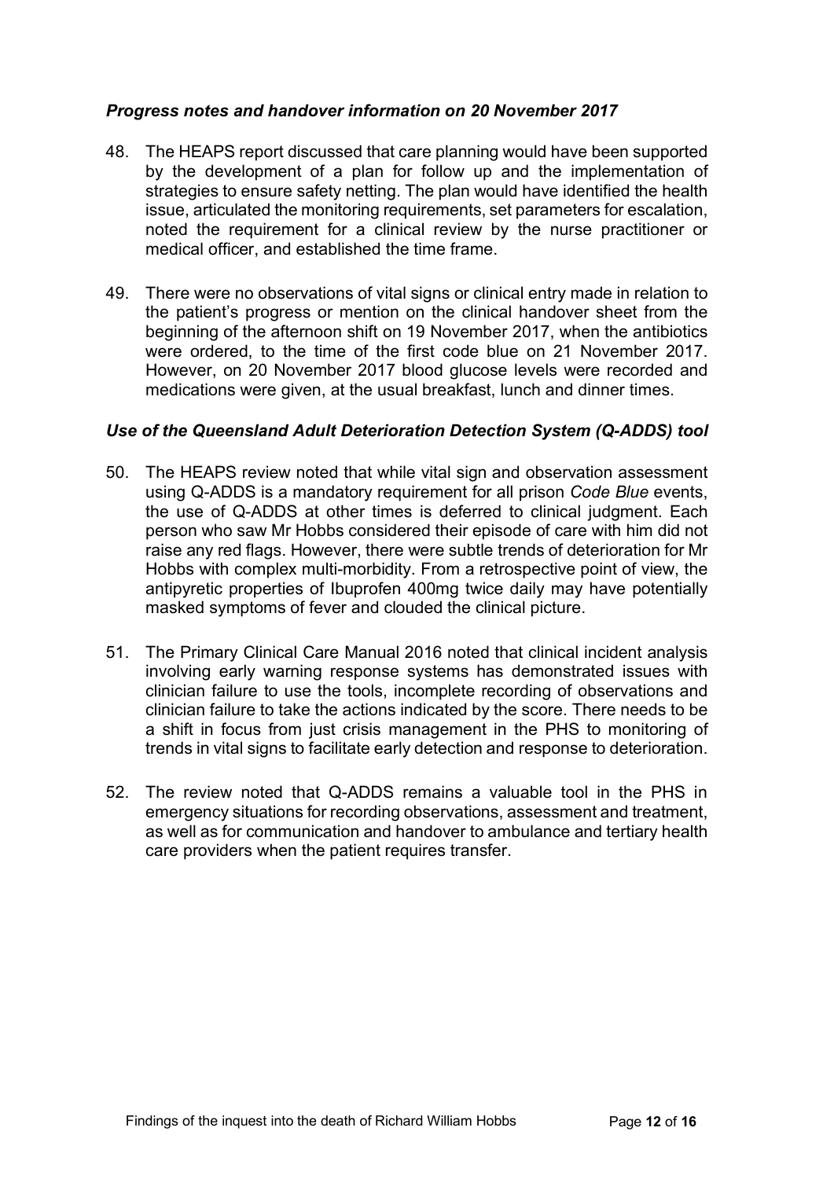### *Progress notes and handover information on 20 November 2017*

48. The HEAPS report discussed that care planning would have been supported by the development of a plan for follow up and the implementation of strategies to ensure safety netting. The plan would have identified the health issue, articulated the monitoring requirements, set parameters for escalation, noted the requirement for a clinical review by the nurse practitioner or medical officer, and established the time frame.

49. There were no observations of vital signs or clinical entry made in relation to the patient's progress or mention on the clinical handover sheet from the beginning of the afternoon shift on 19 November 2017, when the antibiotics were ordered, to the time of the first code blue on 21 November 2017. However, on 20 November 2017 blood glucose levels were recorded and medications were given, at the usual breakfast, lunch and dinner times.

### *Use of the Queensland Adult Deterioration Detection System (Q-ADDS) tool*

50. The HEAPS review noted that while vital sign and observation assessment using Q-ADDS is a mandatory requirement for all prison *Code Blue* events, the use of Q-ADDS at other times is deferred to clinical judgment. Each person who saw Mr Hobbs considered their episode of care with him did not raise any red flags. However, there were subtle trends of deterioration for Mr Hobbs with complex multi-morbidity. From a retrospective point of view, the antipyretic properties of Ibuprofen 400mg twice daily may have potentially masked symptoms of fever and clouded the clinical picture.

51. The Primary Clinical Care Manual 2016 noted that clinical incident analysis involving early warning response systems has demonstrated issues with clinician failure to use the tools, incomplete recording of observations and clinician failure to take the actions indicated by the score. There needs to be a shift in focus from just crisis management in the PHS to monitoring of trends in vital signs to facilitate early detection and response to deterioration.

52. The review noted that Q-ADDS remains a valuable tool in the PHS in emergency situations for recording observations, assessment and treatment, as well as for communication and handover to ambulance and tertiary health care providers when the patient requires transfer.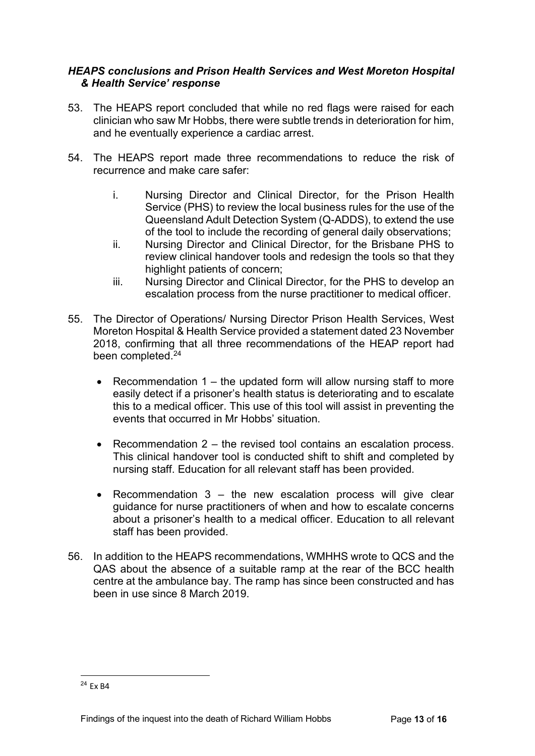### *HEAPS conclusions and Prison Health Services and West Moreton Hospital & Health Service' response*

53. The HEAPS report concluded that while no red flags were raised for each clinician who saw Mr Hobbs, there were subtle trends in deterioration for him, and he eventually experience a cardiac arrest.

54. The HEAPS report made three recommendations to reduce the risk of recurrence and make care safer:

    i. Nursing Director and Clinical Director, for the Prison Health Service (PHS) to review the local business rules for the use of the Queensland Adult Detection System (Q-ADDS), to extend the use of the tool to include the recording of general daily observations;
    ii. Nursing Director and Clinical Director, for the Brisbane PHS to review clinical handover tools and redesign the tools so that they highlight patients of concern;
    iii. Nursing Director and Clinical Director, for the PHS to develop an escalation process from the nurse practitioner to medical officer.

55. The Director of Operations/ Nursing Director Prison Health Services, West Moreton Hospital & Health Service provided a statement dated 23 November 2018, confirming that all three recommendations of the HEAP report had been completed.[24]

    - Recommendation 1 – the updated form will allow nursing staff to more easily detect if a prisoner's health status is deteriorating and to escalate this to a medical officer. This use of this tool will assist in preventing the events that occurred in Mr Hobbs' situation.

    - Recommendation 2 – the revised tool contains an escalation process. This clinical handover tool is conducted shift to shift and completed by nursing staff. Education for all relevant staff has been provided.

    - Recommendation 3 – the new escalation process will give clear guidance for nurse practitioners of when and how to escalate concerns about a prisoner's health to a medical officer. Education to all relevant staff has been provided.

56. In addition to the HEAPS recommendations, WMHHS wrote to QCS and the QAS about the absence of a suitable ramp at the rear of the BCC health centre at the ambulance bay. The ramp has since been constructed and has been in use since 8 March 2019.

---

[24] Ex B4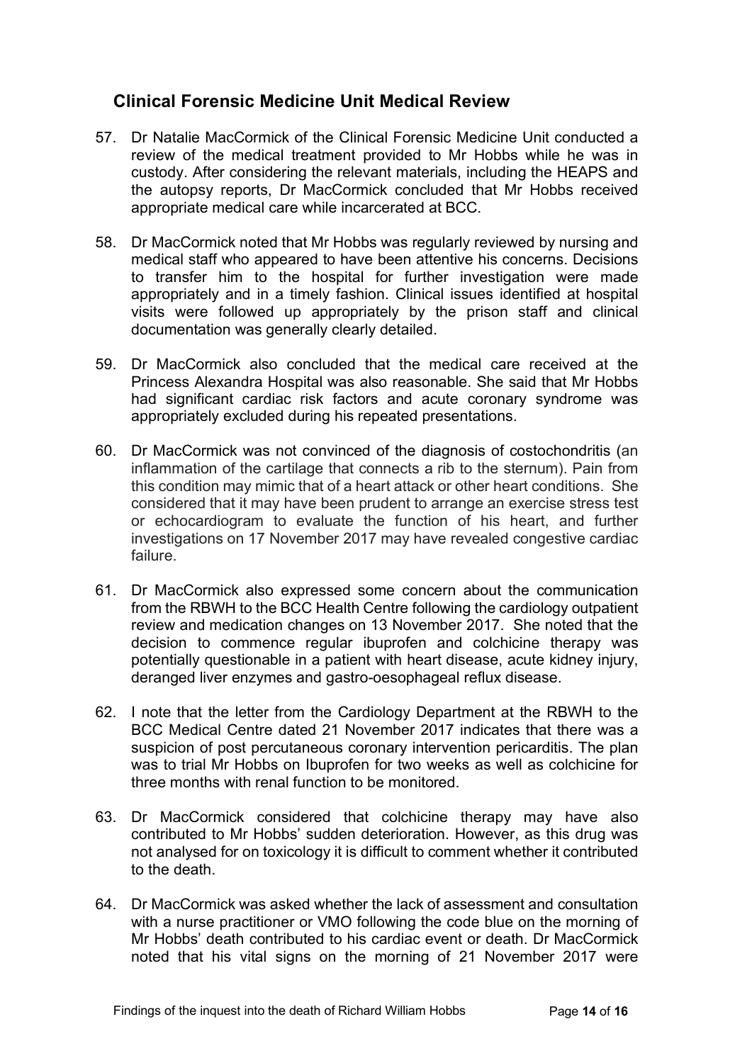## Clinical Forensic Medicine Unit Medical Review

57. Dr Natalie MacCormick of the Clinical Forensic Medicine Unit conducted a review of the medical treatment provided to Mr Hobbs while he was in custody. After considering the relevant materials, including the HEAPS and the autopsy reports, Dr MacCormick concluded that Mr Hobbs received appropriate medical care while incarcerated at BCC.

58. Dr MacCormick noted that Mr Hobbs was regularly reviewed by nursing and medical staff who appeared to have been attentive his concerns. Decisions to transfer him to the hospital for further investigation were made appropriately and in a timely fashion. Clinical issues identified at hospital visits were followed up appropriately by the prison staff and clinical documentation was generally clearly detailed.

59. Dr MacCormick also concluded that the medical care received at the Princess Alexandra Hospital was also reasonable. She said that Mr Hobbs had significant cardiac risk factors and acute coronary syndrome was appropriately excluded during his repeated presentations.

60. Dr MacCormick was not convinced of the diagnosis of costochondritis (an inflammation of the cartilage that connects a rib to the sternum). Pain from this condition may mimic that of a heart attack or other heart conditions. She considered that it may have been prudent to arrange an exercise stress test or echocardiogram to evaluate the function of his heart, and further investigations on 17 November 2017 may have revealed congestive cardiac failure.

61. Dr MacCormick also expressed some concern about the communication from the RBWH to the BCC Health Centre following the cardiology outpatient review and medication changes on 13 November 2017. She noted that the decision to commence regular ibuprofen and colchicine therapy was potentially questionable in a patient with heart disease, acute kidney injury, deranged liver enzymes and gastro-oesophageal reflux disease.

62. I note that the letter from the Cardiology Department at the RBWH to the BCC Medical Centre dated 21 November 2017 indicates that there was a suspicion of post percutaneous coronary intervention pericarditis. The plan was to trial Mr Hobbs on Ibuprofen for two weeks as well as colchicine for three months with renal function to be monitored.

63. Dr MacCormick considered that colchicine therapy may have also contributed to Mr Hobbs' sudden deterioration. However, as this drug was not analysed for on toxicology it is difficult to comment whether it contributed to the death.

64. Dr MacCormick was asked whether the lack of assessment and consultation with a nurse practitioner or VMO following the code blue on the morning of Mr Hobbs' death contributed to his cardiac event or death. Dr MacCormick noted that his vital signs on the morning of 21 November 2017 were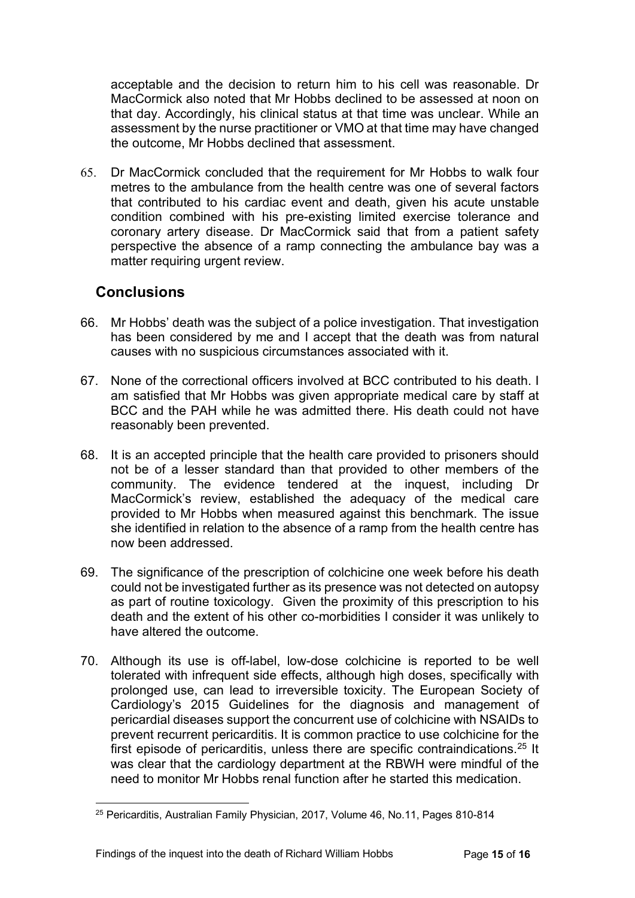acceptable and the decision to return him to his cell was reasonable. Dr MacCormick also noted that Mr Hobbs declined to be assessed at noon on that day. Accordingly, his clinical status at that time was unclear. While an assessment by the nurse practitioner or VMO at that time may have changed the outcome, Mr Hobbs declined that assessment.

65. Dr MacCormick concluded that the requirement for Mr Hobbs to walk four metres to the ambulance from the health centre was one of several factors that contributed to his cardiac event and death, given his acute unstable condition combined with his pre-existing limited exercise tolerance and coronary artery disease. Dr MacCormick said that from a patient safety perspective the absence of a ramp connecting the ambulance bay was a matter requiring urgent review.

## Conclusions

66. Mr Hobbs' death was the subject of a police investigation. That investigation has been considered by me and I accept that the death was from natural causes with no suspicious circumstances associated with it.

67. None of the correctional officers involved at BCC contributed to his death. I am satisfied that Mr Hobbs was given appropriate medical care by staff at BCC and the PAH while he was admitted there. His death could not have reasonably been prevented.

68. It is an accepted principle that the health care provided to prisoners should not be of a lesser standard than that provided to other members of the community. The evidence tendered at the inquest, including Dr MacCormick's review, established the adequacy of the medical care provided to Mr Hobbs when measured against this benchmark. The issue she identified in relation to the absence of a ramp from the health centre has now been addressed.

69. The significance of the prescription of colchicine one week before his death could not be investigated further as its presence was not detected on autopsy as part of routine toxicology. Given the proximity of this prescription to his death and the extent of his other co-morbidities I consider it was unlikely to have altered the outcome.

70. Although its use is off-label, low-dose colchicine is reported to be well tolerated with infrequent side effects, although high doses, specifically with prolonged use, can lead to irreversible toxicity. The European Society of Cardiology's 2015 Guidelines for the diagnosis and management of pericardial diseases support the concurrent use of colchicine with NSAIDs to prevent recurrent pericarditis. It is common practice to use colchicine for the first episode of pericarditis, unless there are specific contraindications.[25] It was clear that the cardiology department at the RBWH were mindful of the need to monitor Mr Hobbs renal function after he started this medication.

[25] Pericarditis, Australian Family Physician, 2017, Volume 46, No.11, Pages 810-814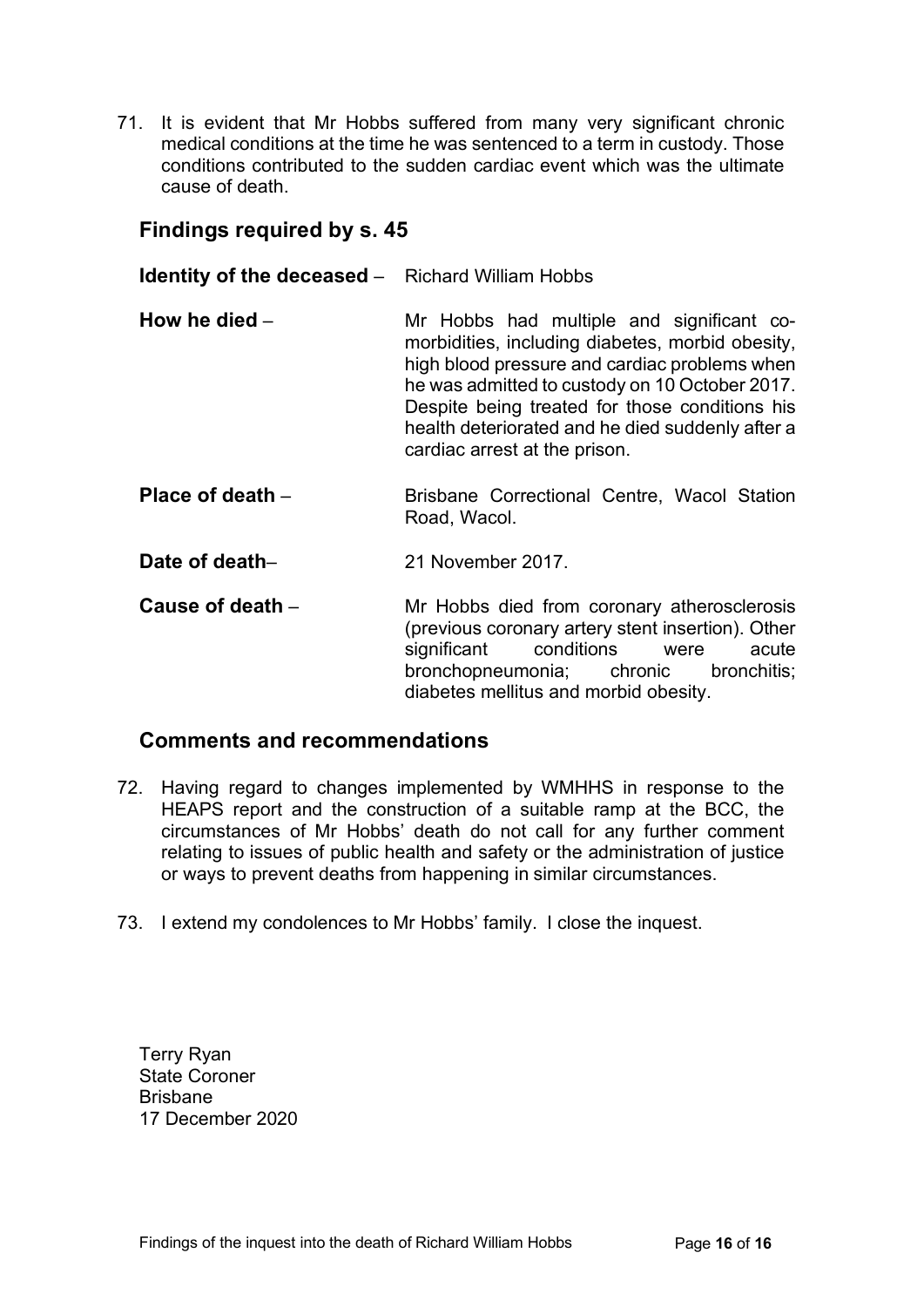71. It is evident that Mr Hobbs suffered from many very significant chronic medical conditions at the time he was sentenced to a term in custody. Those conditions contributed to the sudden cardiac event which was the ultimate cause of death.

## Findings required by s. 45

**Identity of the deceased** – Richard William Hobbs

**How he died** – Mr Hobbs had multiple and significant co-morbidities, including diabetes, morbid obesity, high blood pressure and cardiac problems when he was admitted to custody on 10 October 2017. Despite being treated for those conditions his health deteriorated and he died suddenly after a cardiac arrest at the prison.

**Place of death** – Brisbane Correctional Centre, Wacol Station Road, Wacol.

**Date of death**– 21 November 2017.

**Cause of death** – Mr Hobbs died from coronary atherosclerosis (previous coronary artery stent insertion). Other significant conditions were acute bronchopneumonia; chronic bronchitis; diabetes mellitus and morbid obesity.

## Comments and recommendations

72. Having regard to changes implemented by WMHHS in response to the HEAPS report and the construction of a suitable ramp at the BCC, the circumstances of Mr Hobbs' death do not call for any further comment relating to issues of public health and safety or the administration of justice or ways to prevent deaths from happening in similar circumstances.

73. I extend my condolences to Mr Hobbs' family. I close the inquest.

Terry Ryan
State Coroner
Brisbane
17 December 2020